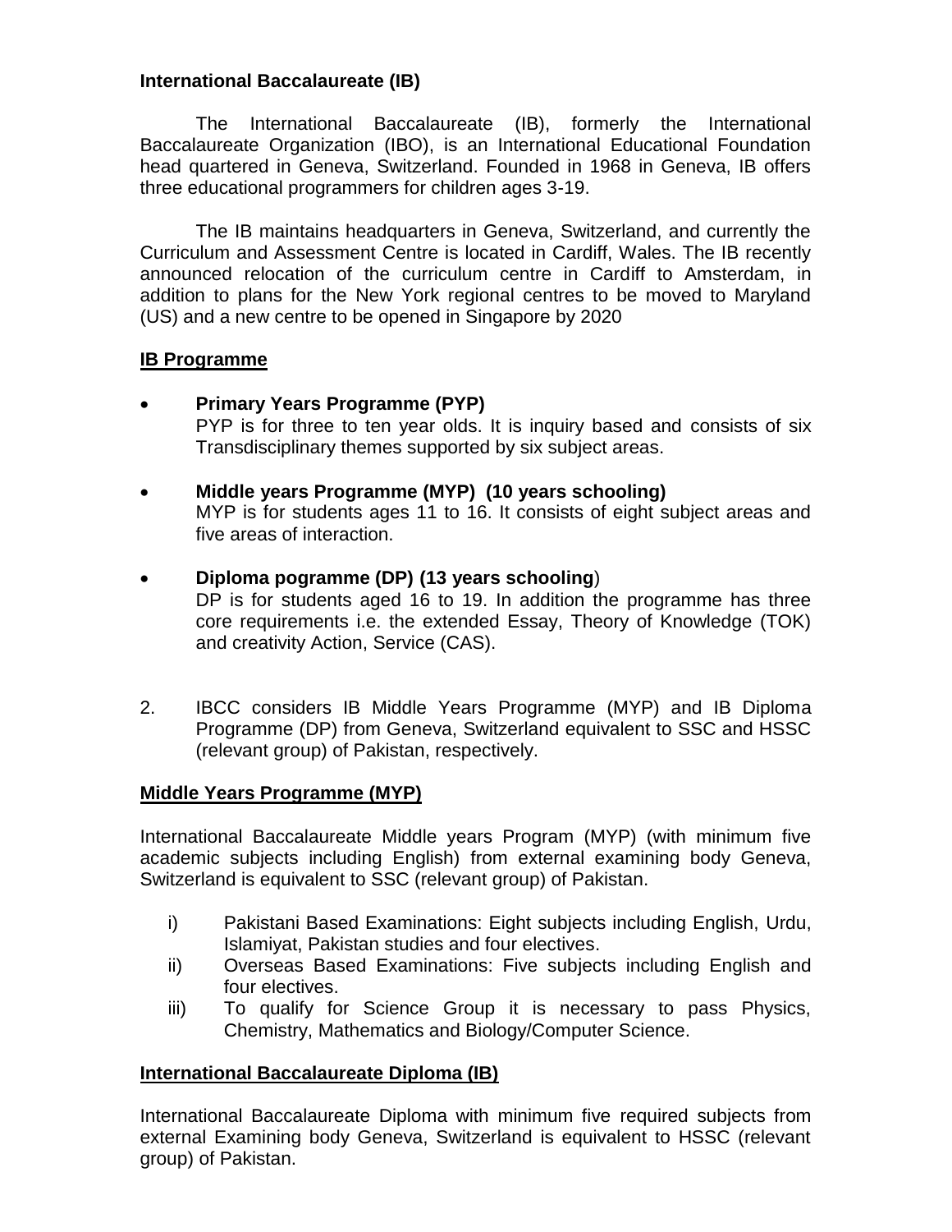## International Baccalaureate (IB)

The International Baccalaureate (IB), formerly the International Baccalaureate Organization (IBO), is an International Educational Foundation head quartered in Geneva, Switzerland. Founded in 1968 in Geneva, IB offers three educational programmers for children ages 3-19.

The IB maintains headquarters in Geneva, Switzerland, and currently the Curriculum and Assessment Centre is located in Cardiff, Wales. The IB recently announced relocation of the curriculum centre in Cardiff to Amsterdam, in addition to plans for the New York regional centres to be moved to Maryland (US) and a new centre to be opened in Singapore by 2020

### IB Programme

- **Primary Years Programme (PYP)**
  PYP is for three to ten year olds. It is inquiry based and consists of six Transdisciplinary themes supported by six subject areas.

- **Middle years Programme (MYP) (10 years schooling)**
  MYP is for students ages 11 to 16. It consists of eight subject areas and five areas of interaction.

- **Diploma pogramme (DP) (13 years schooling)**
  DP is for students aged 16 to 19. In addition the programme has three core requirements i.e. the extended Essay, Theory of Knowledge (TOK) and creativity Action, Service (CAS).

2. IBCC considers IB Middle Years Programme (MYP) and IB Diploma Programme (DP) from Geneva, Switzerland equivalent to SSC and HSSC (relevant group) of Pakistan, respectively.

### Middle Years Programme (MYP)

International Baccalaureate Middle years Program (MYP) (with minimum five academic subjects including English) from external examining body Geneva, Switzerland is equivalent to SSC (relevant group) of Pakistan.

i) Pakistani Based Examinations: Eight subjects including English, Urdu, Islamiyat, Pakistan studies and four electives.

ii) Overseas Based Examinations: Five subjects including English and four electives.

iii) To qualify for Science Group it is necessary to pass Physics, Chemistry, Mathematics and Biology/Computer Science.

### International Baccalaureate Diploma (IB)

International Baccalaureate Diploma with minimum five required subjects from external Examining body Geneva, Switzerland is equivalent to HSSC (relevant group) of Pakistan.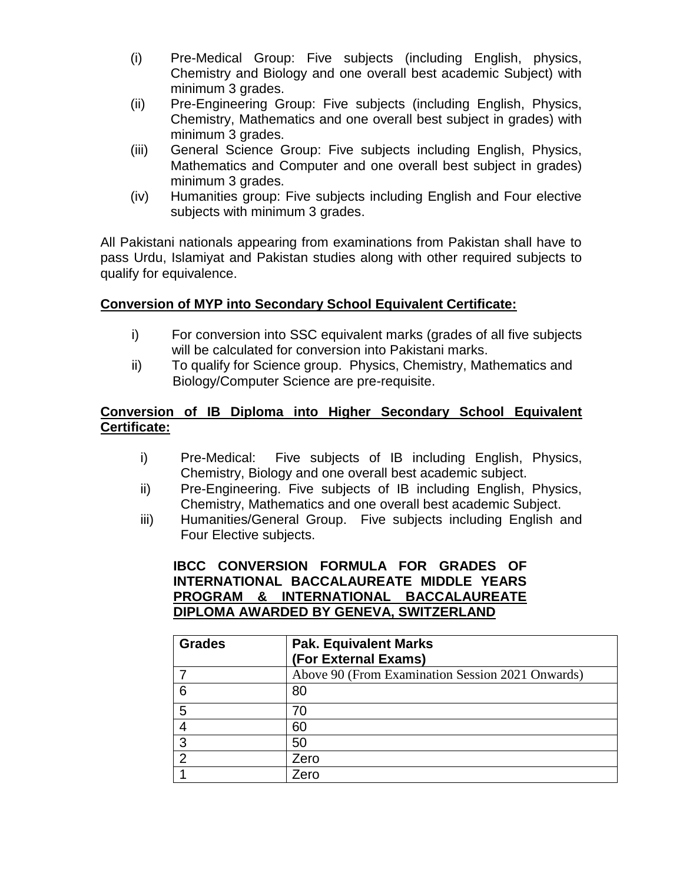(i) Pre-Medical Group: Five subjects (including English, physics, Chemistry and Biology and one overall best academic Subject) with minimum 3 grades.

(ii) Pre-Engineering Group: Five subjects (including English, Physics, Chemistry, Mathematics and one overall best subject in grades) with minimum 3 grades.

(iii) General Science Group: Five subjects including English, Physics, Mathematics and Computer and one overall best subject in grades) minimum 3 grades.

(iv) Humanities group: Five subjects including English and Four elective subjects with minimum 3 grades.

All Pakistani nationals appearing from examinations from Pakistan shall have to pass Urdu, Islamiyat and Pakistan studies along with other required subjects to qualify for equivalence.

**<u>Conversion of MYP into Secondary School Equivalent Certificate:</u>**

i) For conversion into SSC equivalent marks (grades of all five subjects will be calculated for conversion into Pakistani marks.

ii) To qualify for Science group. Physics, Chemistry, Mathematics and Biology/Computer Science are pre-requisite.

**<u>Conversion of IB Diploma into Higher Secondary School Equivalent Certificate:</u>**

i) Pre-Medical: Five subjects of IB including English, Physics, Chemistry, Biology and one overall best academic subject.

ii) Pre-Engineering. Five subjects of IB including English, Physics, Chemistry, Mathematics and one overall best academic Subject.

iii) Humanities/General Group. Five subjects including English and Four Elective subjects.

**IBCC CONVERSION FORMULA FOR GRADES OF INTERNATIONAL BACCALAUREATE MIDDLE YEARS <u>PROGRAM & INTERNATIONAL BACCALAUREATE DIPLOMA AWARDED BY GENEVA, SWITZERLAND</u>**

| Grades | Pak. Equivalent Marks (For External Exams) |
|---|---|
| 7 | Above 90 (From Examination Session 2021 Onwards) |
| 6 | 80 |
| 5 | 70 |
| 4 | 60 |
| 3 | 50 |
| 2 | Zero |
| 1 | Zero |